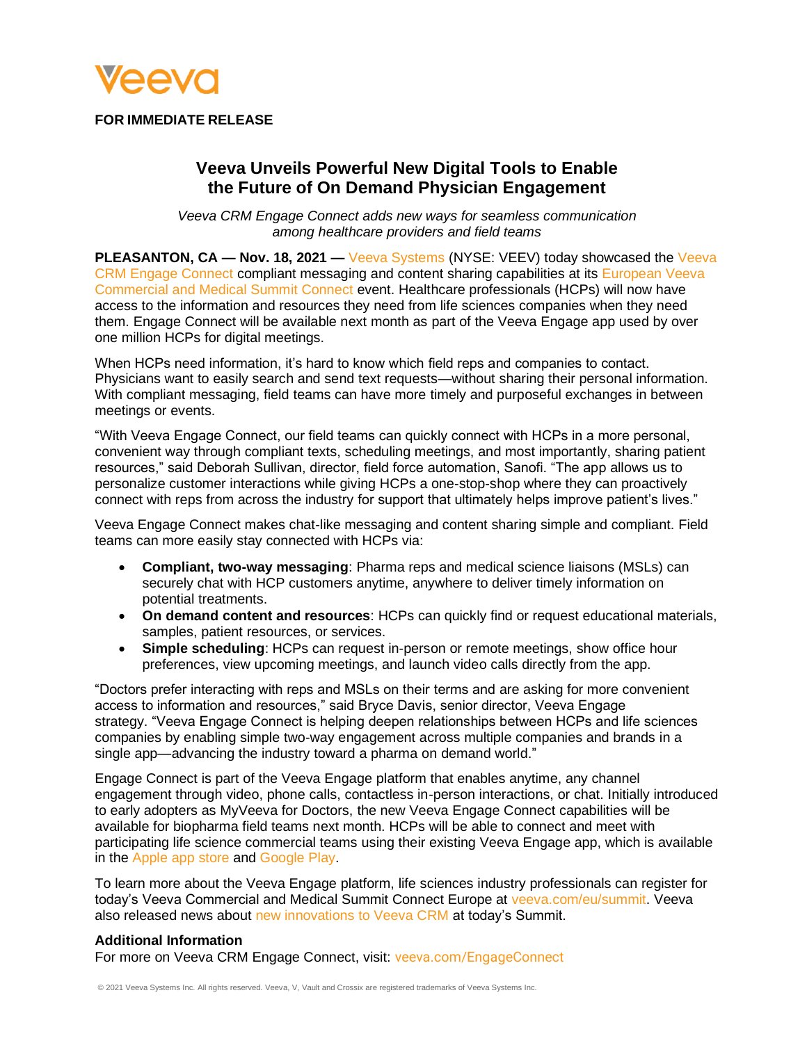Veeva

**FOR IMMEDIATE RELEASE**

# Veeva Unveils Powerful New Digital Tools to Enable the Future of On Demand Physician Engagement

*Veeva CRM Engage Connect adds new ways for seamless communication among healthcare providers and field teams*

**PLEASANTON, CA — Nov. 18, 2021 —** Veeva Systems (NYSE: VEEV) today showcased the Veeva CRM Engage Connect compliant messaging and content sharing capabilities at its European Veeva Commercial and Medical Summit Connect event. Healthcare professionals (HCPs) will now have access to the information and resources they need from life sciences companies when they need them. Engage Connect will be available next month as part of the Veeva Engage app used by over one million HCPs for digital meetings.

When HCPs need information, it's hard to know which field reps and companies to contact. Physicians want to easily search and send text requests—without sharing their personal information. With compliant messaging, field teams can have more timely and purposeful exchanges in between meetings or events.

"With Veeva Engage Connect, our field teams can quickly connect with HCPs in a more personal, convenient way through compliant texts, scheduling meetings, and most importantly, sharing patient resources," said Deborah Sullivan, director, field force automation, Sanofi. "The app allows us to personalize customer interactions while giving HCPs a one-stop-shop where they can proactively connect with reps from across the industry for support that ultimately helps improve patient's lives."

Veeva Engage Connect makes chat-like messaging and content sharing simple and compliant. Field teams can more easily stay connected with HCPs via:

- **Compliant, two-way messaging**: Pharma reps and medical science liaisons (MSLs) can securely chat with HCP customers anytime, anywhere to deliver timely information on potential treatments.
- **On demand content and resources**: HCPs can quickly find or request educational materials, samples, patient resources, or services.
- **Simple scheduling**: HCPs can request in-person or remote meetings, show office hour preferences, view upcoming meetings, and launch video calls directly from the app.

"Doctors prefer interacting with reps and MSLs on their terms and are asking for more convenient access to information and resources," said Bryce Davis, senior director, Veeva Engage strategy. "Veeva Engage Connect is helping deepen relationships between HCPs and life sciences companies by enabling simple two-way engagement across multiple companies and brands in a single app—advancing the industry toward a pharma on demand world."

Engage Connect is part of the Veeva Engage platform that enables anytime, any channel engagement through video, phone calls, contactless in-person interactions, or chat. Initially introduced to early adopters as MyVeeva for Doctors, the new Veeva Engage Connect capabilities will be available for biopharma field teams next month. HCPs will be able to connect and meet with participating life science commercial teams using their existing Veeva Engage app, which is available in the Apple app store and Google Play.

To learn more about the Veeva Engage platform, life sciences industry professionals can register for today's Veeva Commercial and Medical Summit Connect Europe at veeva.com/eu/summit. Veeva also released news about new innovations to Veeva CRM at today's Summit.

**Additional Information**

For more on Veeva CRM Engage Connect, visit: veeva.com/EngageConnect

© 2021 Veeva Systems Inc. All rights reserved. Veeva, V, Vault and Crossix are registered trademarks of Veeva Systems Inc.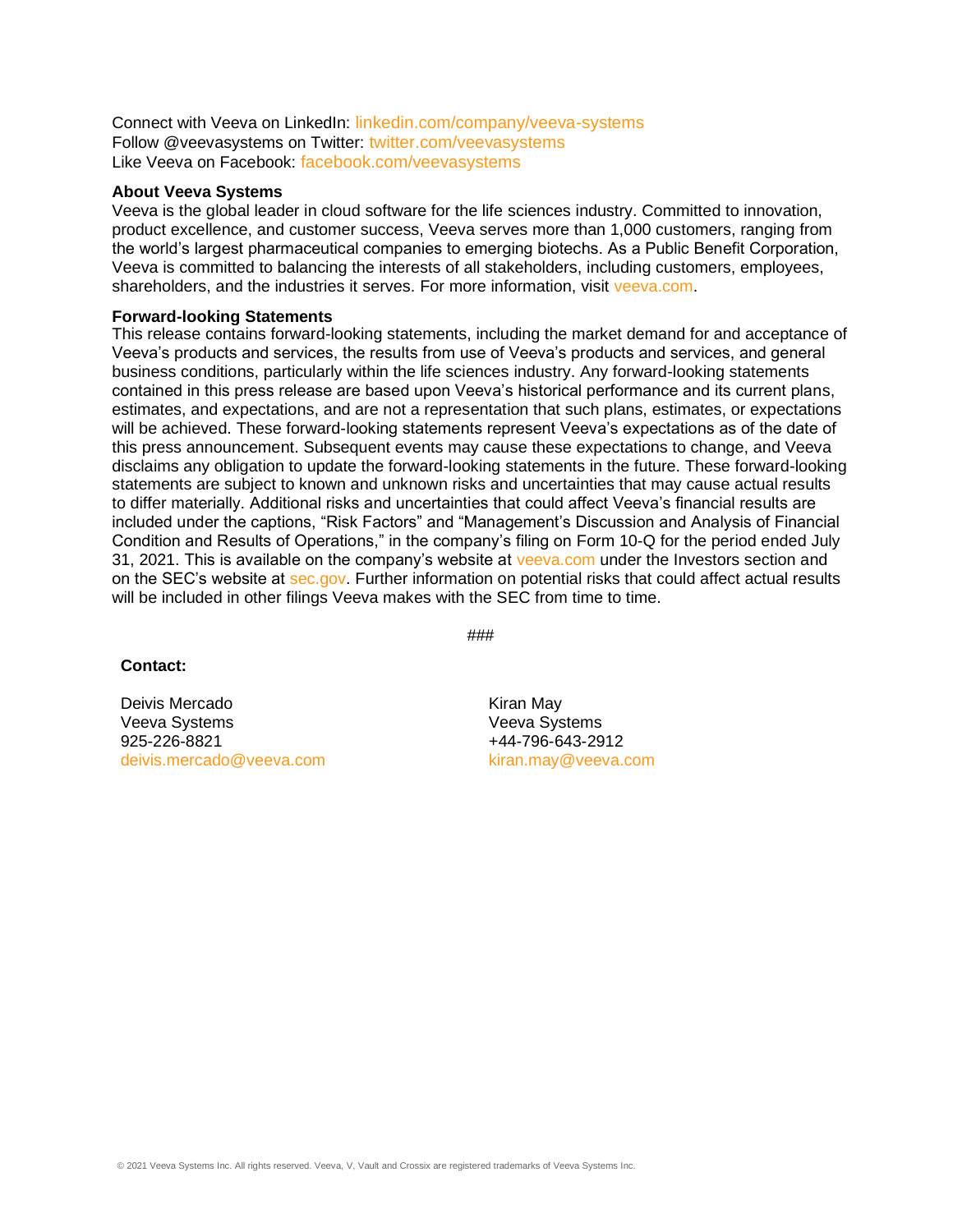Connect with Veeva on LinkedIn: linkedin.com/company/veeva-systems
Follow @veevasystems on Twitter: twitter.com/veevasystems
Like Veeva on Facebook: facebook.com/veevasystems

**About Veeva Systems**
Veeva is the global leader in cloud software for the life sciences industry. Committed to innovation, product excellence, and customer success, Veeva serves more than 1,000 customers, ranging from the world's largest pharmaceutical companies to emerging biotechs. As a Public Benefit Corporation, Veeva is committed to balancing the interests of all stakeholders, including customers, employees, shareholders, and the industries it serves. For more information, visit veeva.com.

**Forward-looking Statements**
This release contains forward-looking statements, including the market demand for and acceptance of Veeva's products and services, the results from use of Veeva's products and services, and general business conditions, particularly within the life sciences industry. Any forward-looking statements contained in this press release are based upon Veeva's historical performance and its current plans, estimates, and expectations, and are not a representation that such plans, estimates, or expectations will be achieved. These forward-looking statements represent Veeva's expectations as of the date of this press announcement. Subsequent events may cause these expectations to change, and Veeva disclaims any obligation to update the forward-looking statements in the future. These forward-looking statements are subject to known and unknown risks and uncertainties that may cause actual results to differ materially. Additional risks and uncertainties that could affect Veeva's financial results are included under the captions, "Risk Factors" and "Management's Discussion and Analysis of Financial Condition and Results of Operations," in the company's filing on Form 10-Q for the period ended July 31, 2021. This is available on the company's website at veeva.com under the Investors section and on the SEC's website at sec.gov. Further information on potential risks that could affect actual results will be included in other filings Veeva makes with the SEC from time to time.

###

**Contact:**

Deivis Mercado
Veeva Systems
925-226-8821
deivis.mercado@veeva.com

Kiran May
Veeva Systems
+44-796-643-2912
kiran.may@veeva.com

© 2021 Veeva Systems Inc. All rights reserved. Veeva, V, Vault and Crossix are registered trademarks of Veeva Systems Inc.